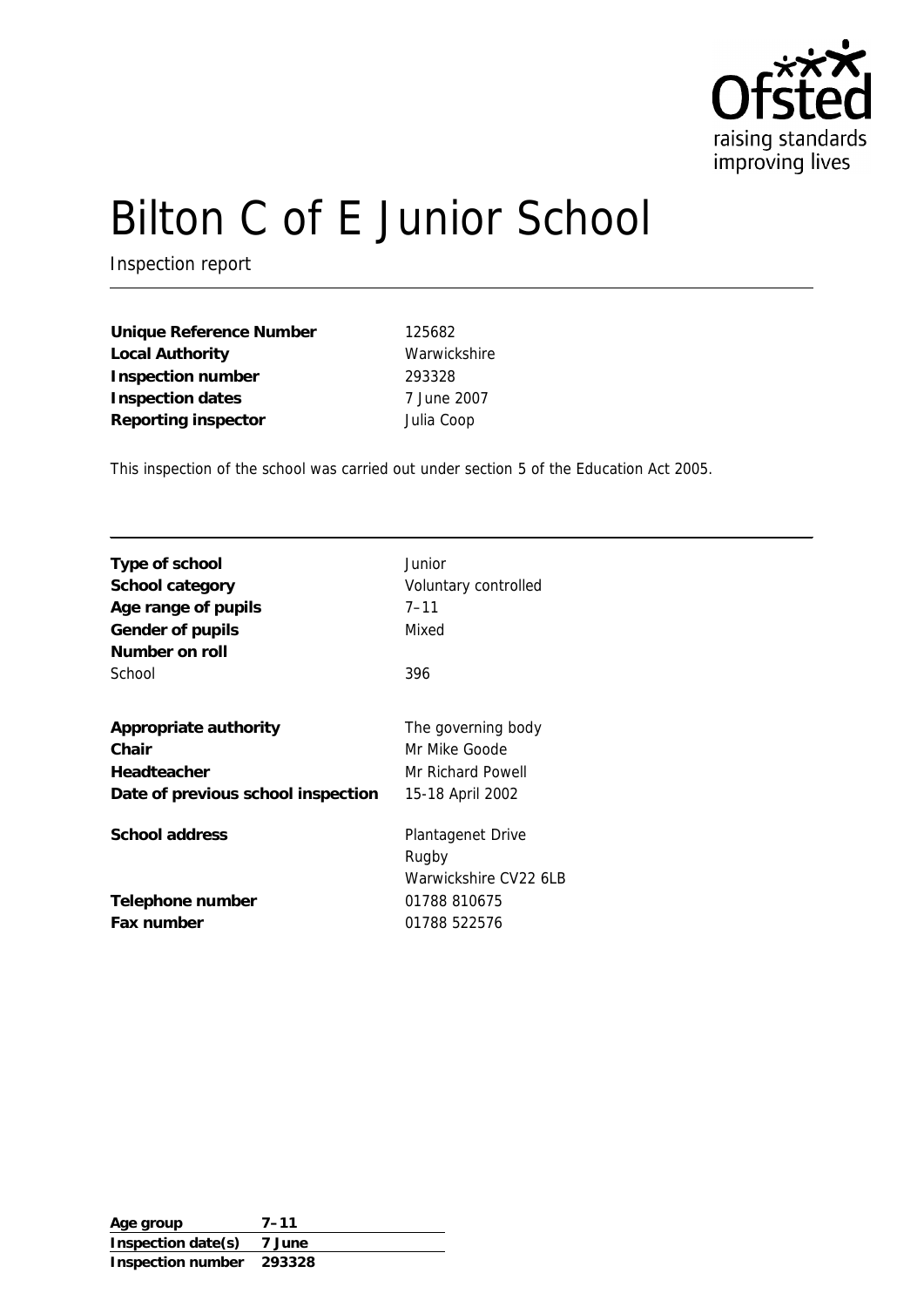Ofsted
raising standards
improving lives

# Bilton C of E Junior School

Inspection report

| | |
|---|---|
| **Unique Reference Number** | 125682 |
| **Local Authority** | Warwickshire |
| **Inspection number** | 293328 |
| **Inspection dates** | 7 June 2007 |
| **Reporting inspector** | Julia Coop |

This inspection of the school was carried out under section 5 of the Education Act 2005.

| | |
|---|---|
| **Type of school** | Junior |
| **School category** | Voluntary controlled |
| **Age range of pupils** | 7–11 |
| **Gender of pupils** | Mixed |
| **Number on roll** | |
| School | 396 |
| **Appropriate authority** | The governing body |
| **Chair** | Mr Mike Goode |
| **Headteacher** | Mr Richard Powell |
| **Date of previous school inspection** | 15-18 April 2002 |
| **School address** | Plantagenet Drive<br>Rugby<br>Warwickshire CV22 6LB |
| **Telephone number** | 01788 810675 |
| **Fax number** | 01788 522576 |

| | |
|---|---|
| **Age group** | 7–11 |
| **Inspection date(s)** | 7 June |
| **Inspection number** | 293328 |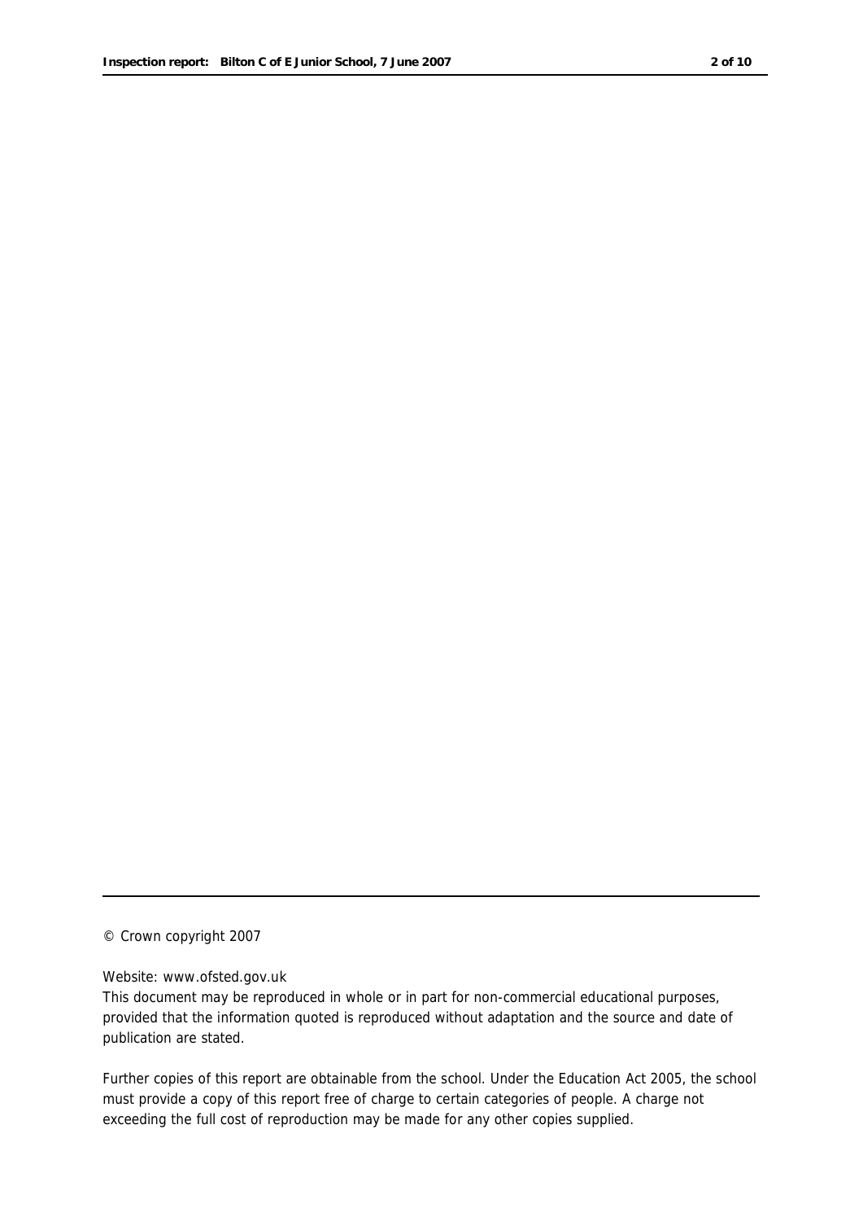© Crown copyright 2007

Website: www.ofsted.gov.uk

This document may be reproduced in whole or in part for non-commercial educational purposes, provided that the information quoted is reproduced without adaptation and the source and date of publication are stated.

Further copies of this report are obtainable from the school. Under the Education Act 2005, the school must provide a copy of this report free of charge to certain categories of people. A charge not exceeding the full cost of reproduction may be made for any other copies supplied.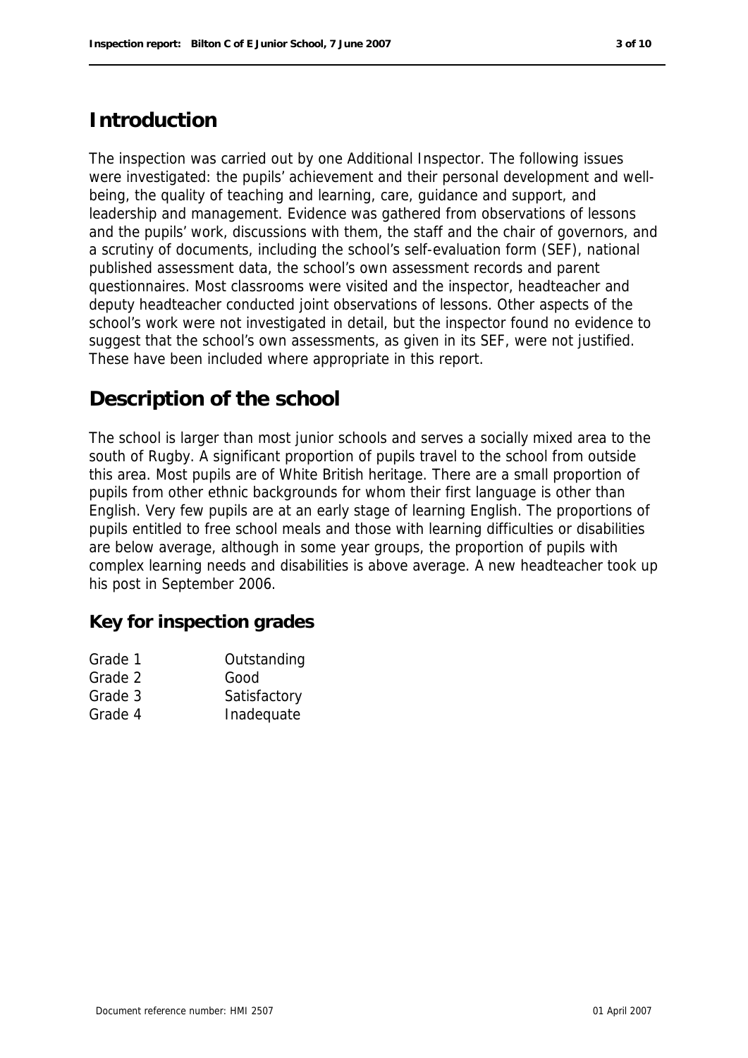## Introduction

The inspection was carried out by one Additional Inspector. The following issues were investigated: the pupils' achievement and their personal development and well-being, the quality of teaching and learning, care, guidance and support, and leadership and management. Evidence was gathered from observations of lessons and the pupils' work, discussions with them, the staff and the chair of governors, and a scrutiny of documents, including the school's self-evaluation form (SEF), national published assessment data, the school's own assessment records and parent questionnaires. Most classrooms were visited and the inspector, headteacher and deputy headteacher conducted joint observations of lessons. Other aspects of the school's work were not investigated in detail, but the inspector found no evidence to suggest that the school's own assessments, as given in its SEF, were not justified. These have been included where appropriate in this report.

## Description of the school

The school is larger than most junior schools and serves a socially mixed area to the south of Rugby. A significant proportion of pupils travel to the school from outside this area. Most pupils are of White British heritage. There are a small proportion of pupils from other ethnic backgrounds for whom their first language is other than English. Very few pupils are at an early stage of learning English. The proportions of pupils entitled to free school meals and those with learning difficulties or disabilities are below average, although in some year groups, the proportion of pupils with complex learning needs and disabilities is above average. A new headteacher took up his post in September 2006.

### Key for inspection grades

| | |
|---|---|
| Grade 1 | Outstanding |
| Grade 2 | Good |
| Grade 3 | Satisfactory |
| Grade 4 | Inadequate |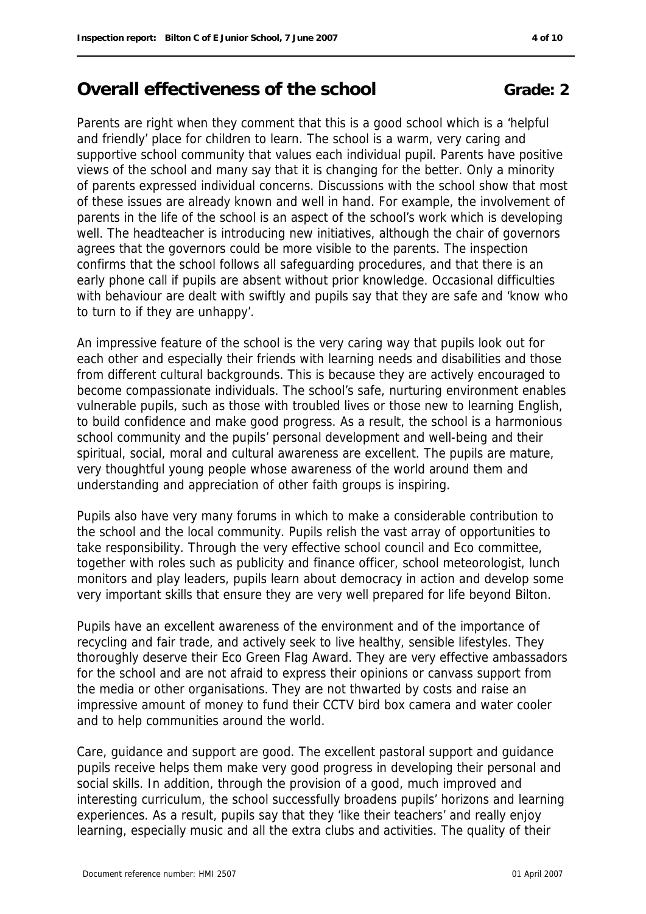## Overall effectiveness of the school Grade: 2

Parents are right when they comment that this is a good school which is a 'helpful and friendly' place for children to learn. The school is a warm, very caring and supportive school community that values each individual pupil. Parents have positive views of the school and many say that it is changing for the better. Only a minority of parents expressed individual concerns. Discussions with the school show that most of these issues are already known and well in hand. For example, the involvement of parents in the life of the school is an aspect of the school's work which is developing well. The headteacher is introducing new initiatives, although the chair of governors agrees that the governors could be more visible to the parents. The inspection confirms that the school follows all safeguarding procedures, and that there is an early phone call if pupils are absent without prior knowledge. Occasional difficulties with behaviour are dealt with swiftly and pupils say that they are safe and 'know who to turn to if they are unhappy'.

An impressive feature of the school is the very caring way that pupils look out for each other and especially their friends with learning needs and disabilities and those from different cultural backgrounds. This is because they are actively encouraged to become compassionate individuals. The school's safe, nurturing environment enables vulnerable pupils, such as those with troubled lives or those new to learning English, to build confidence and make good progress. As a result, the school is a harmonious school community and the pupils' personal development and well-being and their spiritual, social, moral and cultural awareness are excellent. The pupils are mature, very thoughtful young people whose awareness of the world around them and understanding and appreciation of other faith groups is inspiring.

Pupils also have very many forums in which to make a considerable contribution to the school and the local community. Pupils relish the vast array of opportunities to take responsibility. Through the very effective school council and Eco committee, together with roles such as publicity and finance officer, school meteorologist, lunch monitors and play leaders, pupils learn about democracy in action and develop some very important skills that ensure they are very well prepared for life beyond Bilton.

Pupils have an excellent awareness of the environment and of the importance of recycling and fair trade, and actively seek to live healthy, sensible lifestyles. They thoroughly deserve their Eco Green Flag Award. They are very effective ambassadors for the school and are not afraid to express their opinions or canvass support from the media or other organisations. They are not thwarted by costs and raise an impressive amount of money to fund their CCTV bird box camera and water cooler and to help communities around the world.

Care, guidance and support are good. The excellent pastoral support and guidance pupils receive helps them make very good progress in developing their personal and social skills. In addition, through the provision of a good, much improved and interesting curriculum, the school successfully broadens pupils' horizons and learning experiences. As a result, pupils say that they 'like their teachers' and really enjoy learning, especially music and all the extra clubs and activities. The quality of their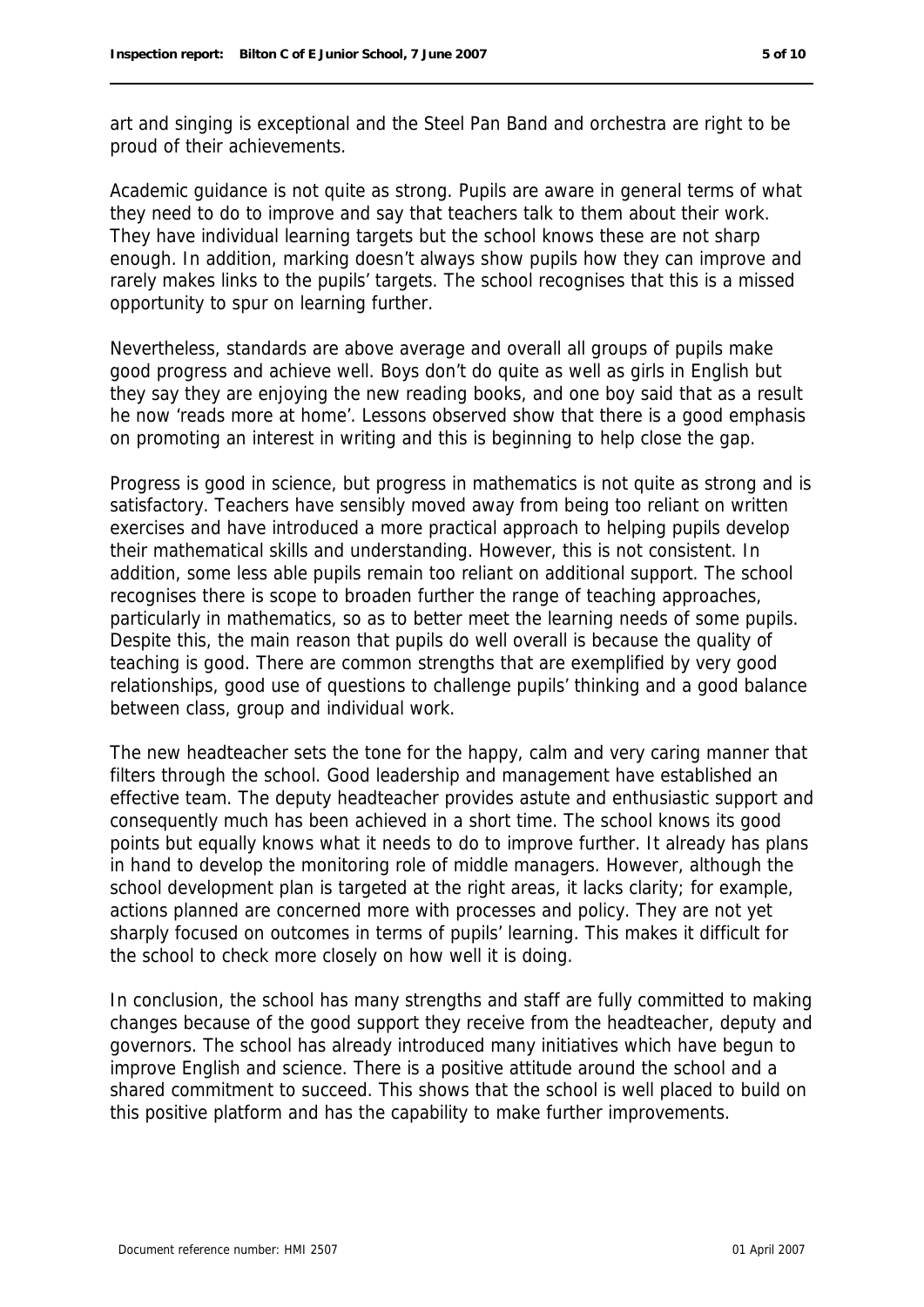art and singing is exceptional and the Steel Pan Band and orchestra are right to be proud of their achievements.

Academic guidance is not quite as strong. Pupils are aware in general terms of what they need to do to improve and say that teachers talk to them about their work. They have individual learning targets but the school knows these are not sharp enough. In addition, marking doesn't always show pupils how they can improve and rarely makes links to the pupils' targets. The school recognises that this is a missed opportunity to spur on learning further.

Nevertheless, standards are above average and overall all groups of pupils make good progress and achieve well. Boys don't do quite as well as girls in English but they say they are enjoying the new reading books, and one boy said that as a result he now 'reads more at home'. Lessons observed show that there is a good emphasis on promoting an interest in writing and this is beginning to help close the gap.

Progress is good in science, but progress in mathematics is not quite as strong and is satisfactory. Teachers have sensibly moved away from being too reliant on written exercises and have introduced a more practical approach to helping pupils develop their mathematical skills and understanding. However, this is not consistent. In addition, some less able pupils remain too reliant on additional support. The school recognises there is scope to broaden further the range of teaching approaches, particularly in mathematics, so as to better meet the learning needs of some pupils. Despite this, the main reason that pupils do well overall is because the quality of teaching is good. There are common strengths that are exemplified by very good relationships, good use of questions to challenge pupils' thinking and a good balance between class, group and individual work.

The new headteacher sets the tone for the happy, calm and very caring manner that filters through the school. Good leadership and management have established an effective team. The deputy headteacher provides astute and enthusiastic support and consequently much has been achieved in a short time. The school knows its good points but equally knows what it needs to do to improve further. It already has plans in hand to develop the monitoring role of middle managers. However, although the school development plan is targeted at the right areas, it lacks clarity; for example, actions planned are concerned more with processes and policy. They are not yet sharply focused on outcomes in terms of pupils' learning. This makes it difficult for the school to check more closely on how well it is doing.

In conclusion, the school has many strengths and staff are fully committed to making changes because of the good support they receive from the headteacher, deputy and governors. The school has already introduced many initiatives which have begun to improve English and science. There is a positive attitude around the school and a shared commitment to succeed. This shows that the school is well placed to build on this positive platform and has the capability to make further improvements.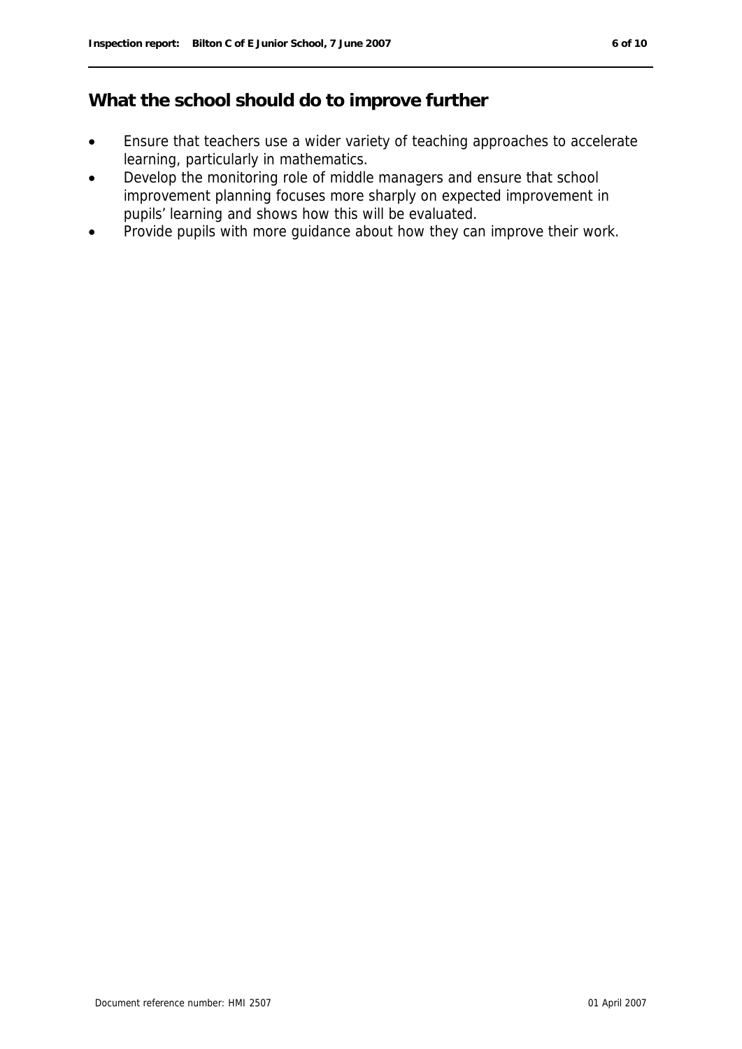## What the school should do to improve further

- Ensure that teachers use a wider variety of teaching approaches to accelerate learning, particularly in mathematics.
- Develop the monitoring role of middle managers and ensure that school improvement planning focuses more sharply on expected improvement in pupils' learning and shows how this will be evaluated.
- Provide pupils with more guidance about how they can improve their work.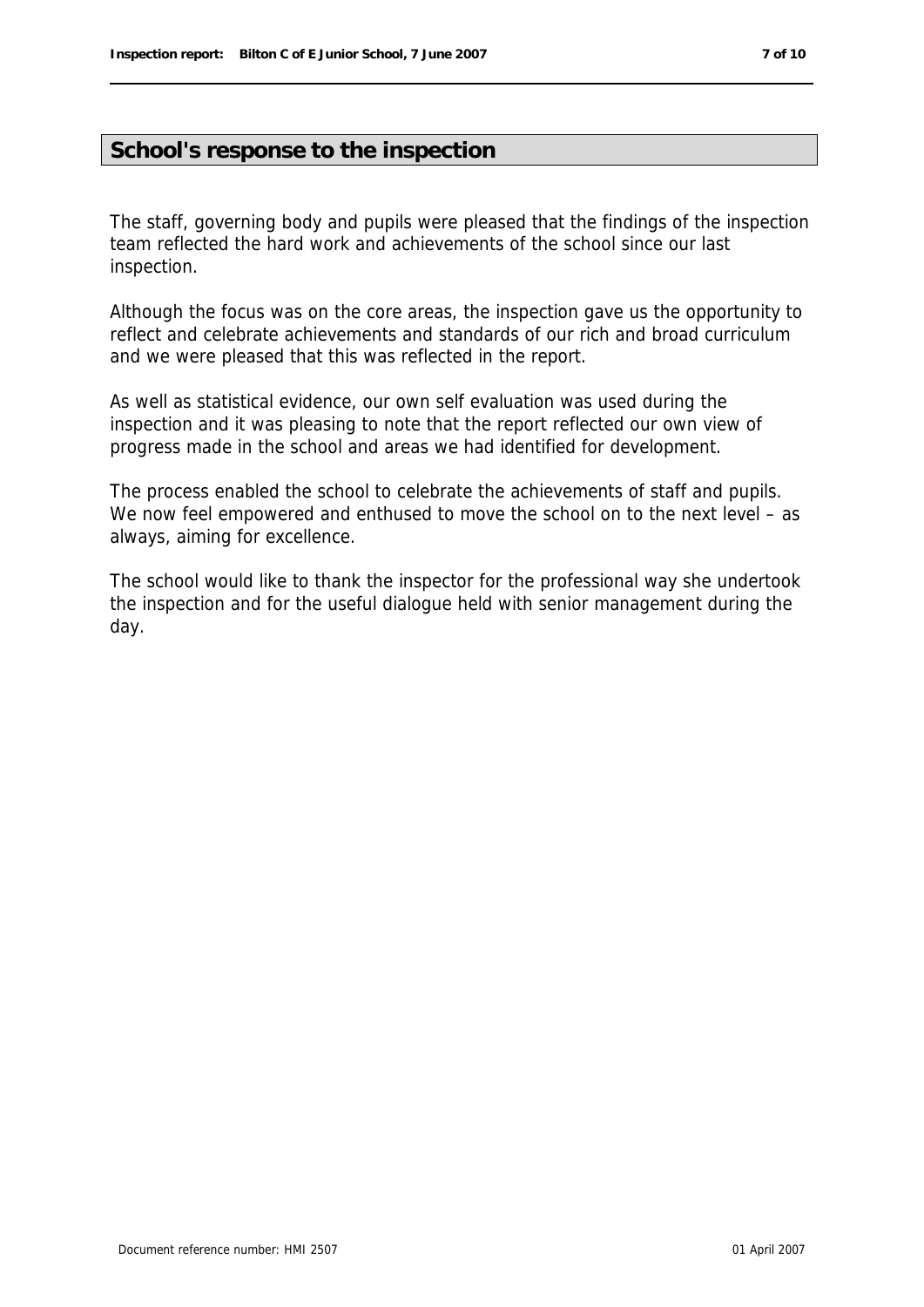## School's response to the inspection

The staff, governing body and pupils were pleased that the findings of the inspection team reflected the hard work and achievements of the school since our last inspection.

Although the focus was on the core areas, the inspection gave us the opportunity to reflect and celebrate achievements and standards of our rich and broad curriculum and we were pleased that this was reflected in the report.

As well as statistical evidence, our own self evaluation was used during the inspection and it was pleasing to note that the report reflected our own view of progress made in the school and areas we had identified for development.

The process enabled the school to celebrate the achievements of staff and pupils. We now feel empowered and enthused to move the school on to the next level – as always, aiming for excellence.

The school would like to thank the inspector for the professional way she undertook the inspection and for the useful dialogue held with senior management during the day.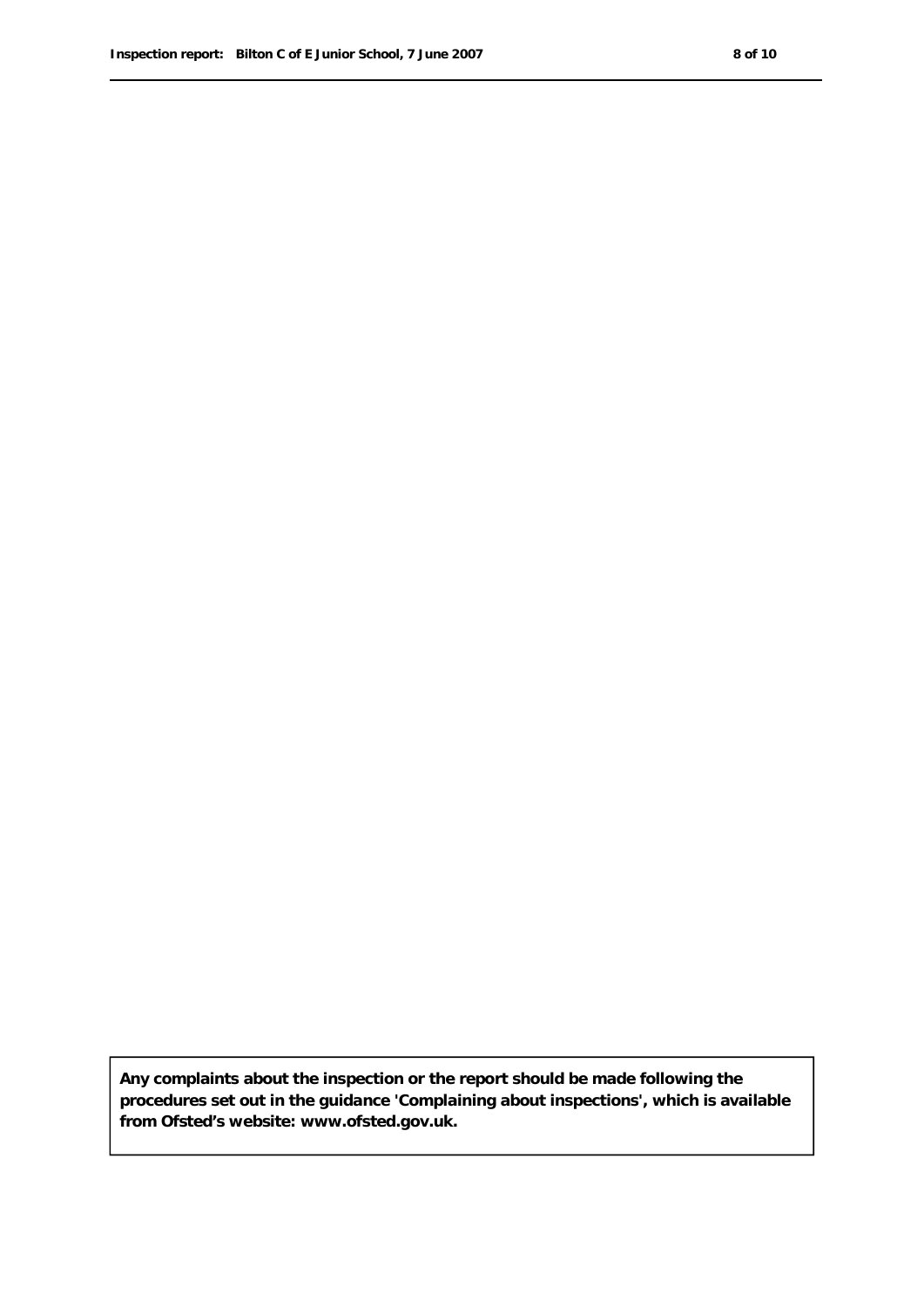**Any complaints about the inspection or the report should be made following the procedures set out in the guidance 'Complaining about inspections', which is available from Ofsted's website: www.ofsted.gov.uk.**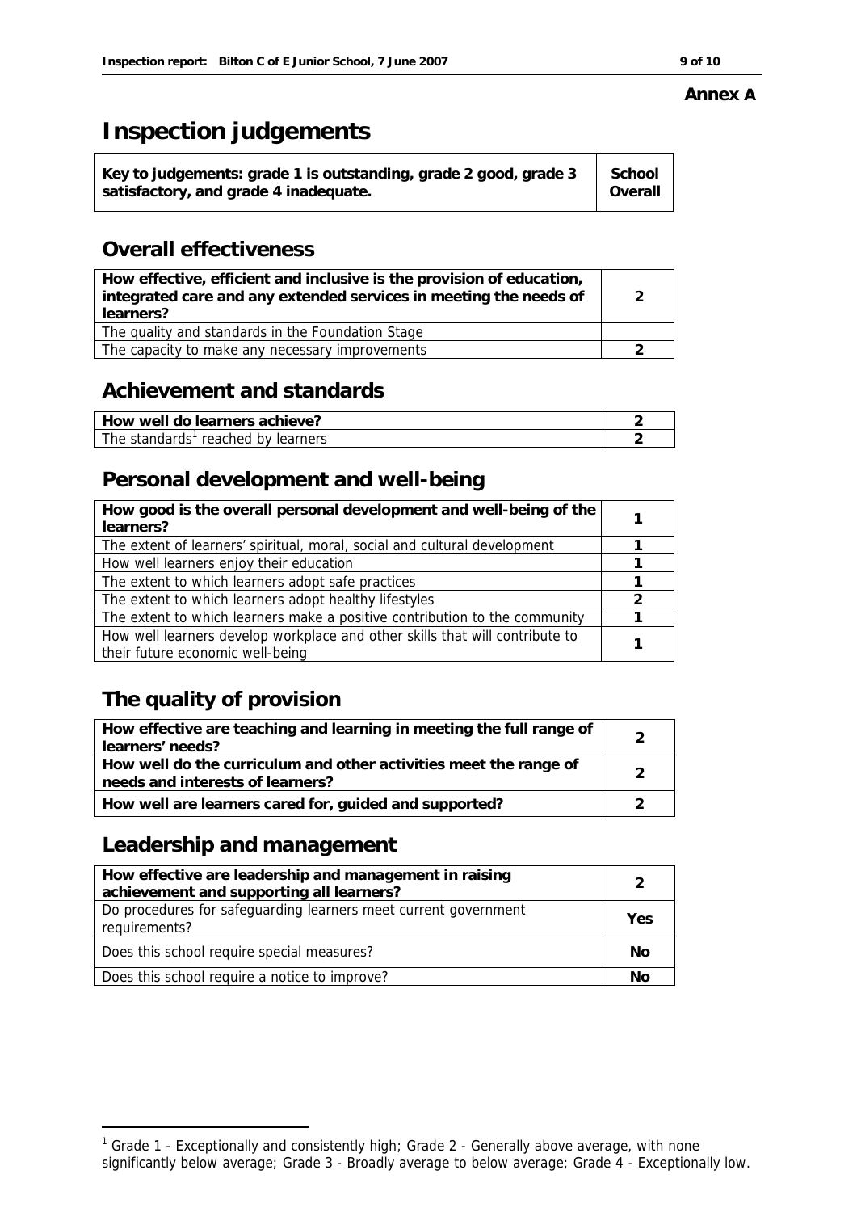**Annex A**

# Inspection judgements

| Key to judgements: grade 1 is outstanding, grade 2 good, grade 3 satisfactory, and grade 4 inadequate. | School Overall |
|---|---|

## Overall effectiveness

| | |
|---|---|
| **How effective, efficient and inclusive is the provision of education, integrated care and any extended services in meeting the needs of learners?** | 2 |
| The quality and standards in the Foundation Stage | |
| The capacity to make any necessary improvements | 2 |

## Achievement and standards

| | |
|---|---|
| **How well do learners achieve?** | 2 |
| The standards[1] reached by learners | 2 |

## Personal development and well-being

| | |
|---|---|
| **How good is the overall personal development and well-being of the learners?** | 1 |
| The extent of learners' spiritual, moral, social and cultural development | 1 |
| How well learners enjoy their education | 1 |
| The extent to which learners adopt safe practices | 1 |
| The extent to which learners adopt healthy lifestyles | 2 |
| The extent to which learners make a positive contribution to the community | 1 |
| How well learners develop workplace and other skills that will contribute to their future economic well-being | 1 |

## The quality of provision

| | |
|---|---|
| **How effective are teaching and learning in meeting the full range of learners' needs?** | 2 |
| **How well do the curriculum and other activities meet the range of needs and interests of learners?** | 2 |
| **How well are learners cared for, guided and supported?** | 2 |

## Leadership and management

| | |
|---|---|
| **How effective are leadership and management in raising achievement and supporting all learners?** | 2 |
| Do procedures for safeguarding learners meet current government requirements? | Yes |
| Does this school require special measures? | No |
| Does this school require a notice to improve? | No |

[1] Grade 1 - Exceptionally and consistently high; Grade 2 - Generally above average, with none significantly below average; Grade 3 - Broadly average to below average; Grade 4 - Exceptionally low.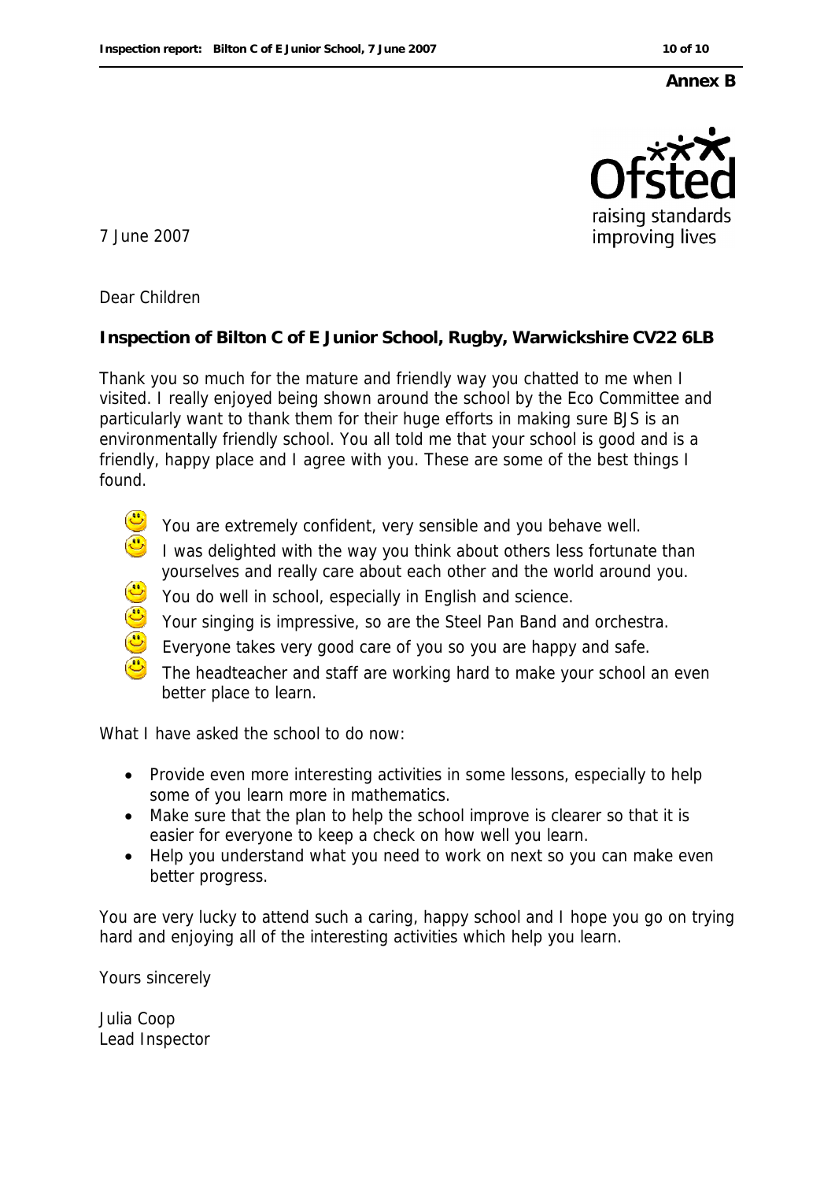**Annex B**

7 June 2007

Dear Children

**Inspection of Bilton C of E Junior School, Rugby, Warwickshire CV22 6LB**

Thank you so much for the mature and friendly way you chatted to me when I visited. I really enjoyed being shown around the school by the Eco Committee and particularly want to thank them for their huge efforts in making sure BJS is an environmentally friendly school. You all told me that your school is good and is a friendly, happy place and I agree with you. These are some of the best things I found.

- You are extremely confident, very sensible and you behave well.
- I was delighted with the way you think about others less fortunate than yourselves and really care about each other and the world around you.
- You do well in school, especially in English and science.
- Your singing is impressive, so are the Steel Pan Band and orchestra.
- Everyone takes very good care of you so you are happy and safe.
- The headteacher and staff are working hard to make your school an even better place to learn.

What I have asked the school to do now:

- Provide even more interesting activities in some lessons, especially to help some of you learn more in mathematics.
- Make sure that the plan to help the school improve is clearer so that it is easier for everyone to keep a check on how well you learn.
- Help you understand what you need to work on next so you can make even better progress.

You are very lucky to attend such a caring, happy school and I hope you go on trying hard and enjoying all of the interesting activities which help you learn.

Yours sincerely

Julia Coop
Lead Inspector